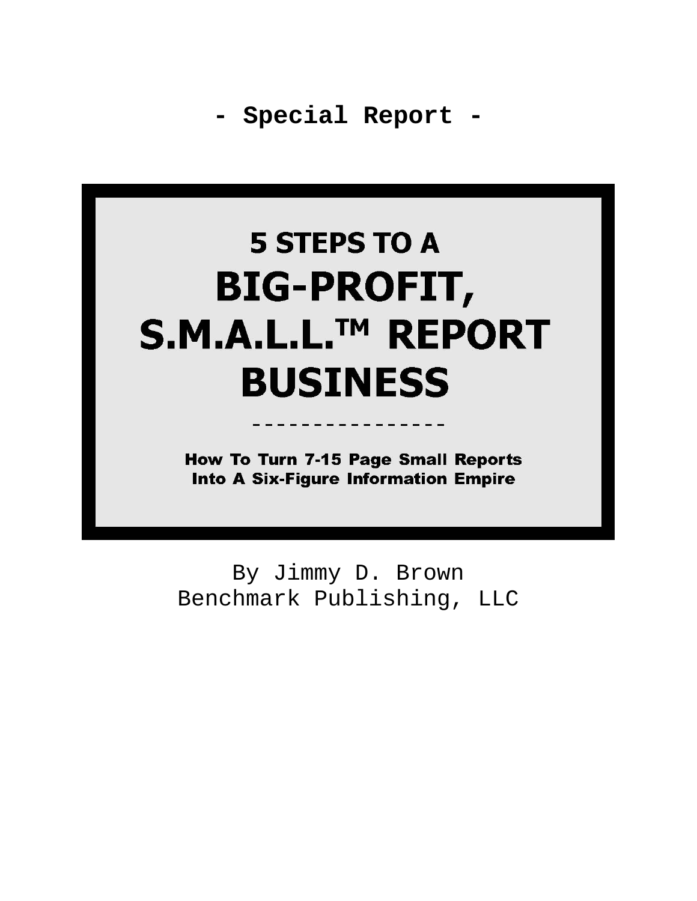**- Special Report -**

# 5 STEPS TO A
# BIG-PROFIT, S.M.A.L.L.™ REPORT BUSINESS

----------------

**How To Turn 7-15 Page Small Reports Into A Six-Figure Information Empire**

By Jimmy D. Brown
Benchmark Publishing, LLC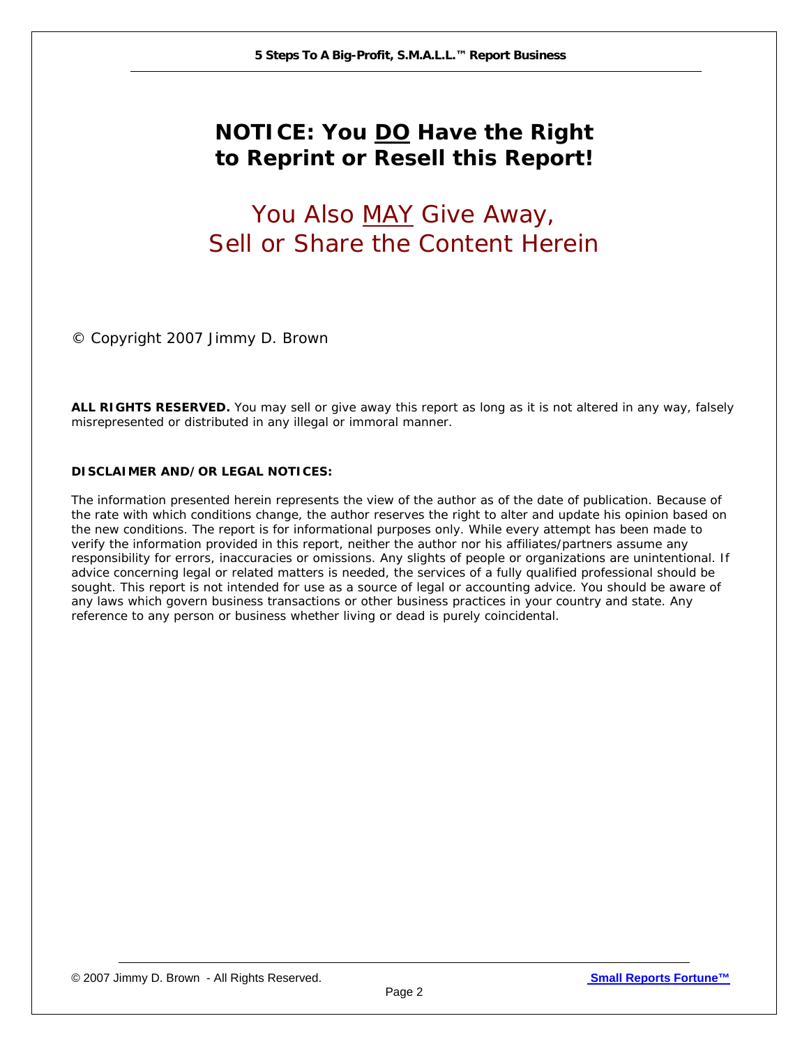# NOTICE: You DO Have the Right to Reprint or Resell this Report!

## You Also MAY Give Away, Sell or Share the Content Herein

© Copyright 2007 Jimmy D. Brown

**ALL RIGHTS RESERVED.** *You may sell or give away this report as long as it is not altered in any way, falsely misrepresented or distributed in any illegal or immoral manner.*

**DISCLAIMER AND/OR LEGAL NOTICES:**

The information presented herein represents the view of the author as of the date of publication. Because of the rate with which conditions change, the author reserves the right to alter and update his opinion based on the new conditions. The report is for informational purposes only. While every attempt has been made to verify the information provided in this report, neither the author nor his affiliates/partners assume any responsibility for errors, inaccuracies or omissions. Any slights of people or organizations are unintentional. If advice concerning legal or related matters is needed, the services of a fully qualified professional should be sought. This report is not intended for use as a source of legal or accounting advice. You should be aware of any laws which govern business transactions or other business practices in your country and state. Any reference to any person or business whether living or dead is purely coincidental.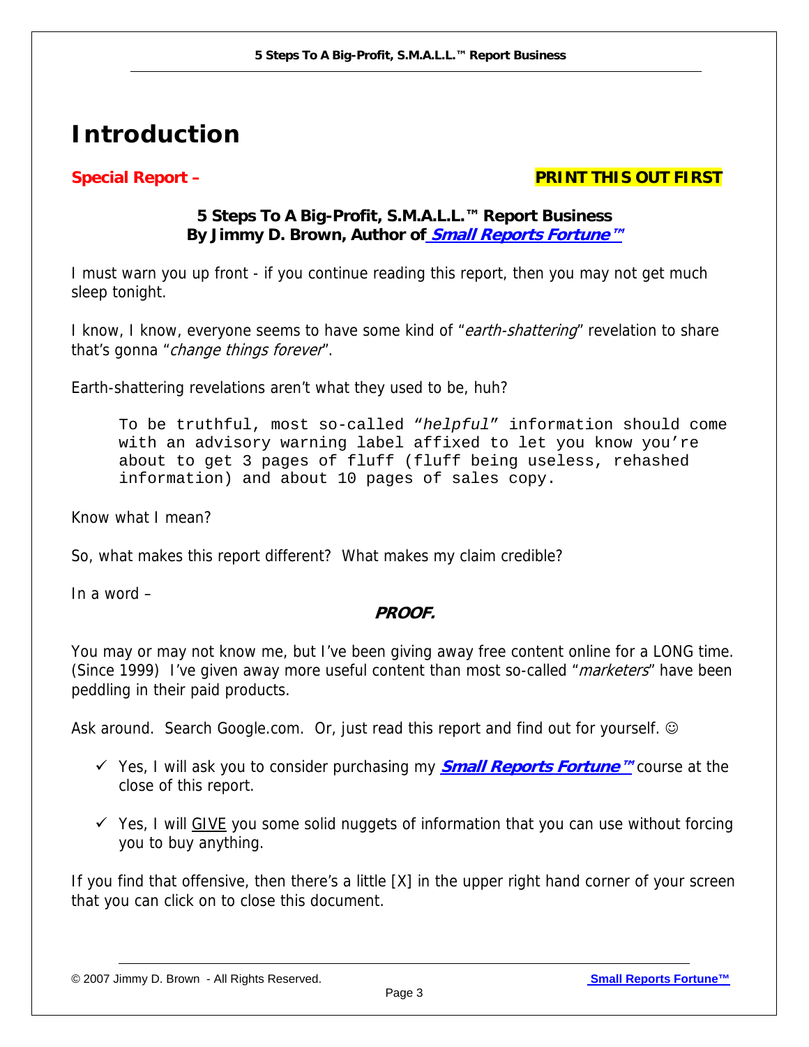# Introduction

**Special Report –** **PRINT THIS OUT FIRST**

**5 Steps To A Big-Profit, S.M.A.L.L.™ Report Business**
**By Jimmy D. Brown, Author of *Small Reports Fortune™***

I must warn you up front - if you continue reading this report, then you may not get much sleep tonight.

I know, I know, everyone seems to have some kind of "*earth-shattering*" revelation to share that's gonna "*change things forever*".

Earth-shattering revelations aren't what they used to be, huh?

> To be truthful, most so-called "*helpful*" information should come with an advisory warning label affixed to let you know you're about to get 3 pages of fluff (fluff being useless, rehashed information) and about 10 pages of sales copy.

Know what I mean?

So, what makes this report different? What makes my claim credible?

In a word –

**PROOF.**

You may or may not know me, but I've been giving away free content online for a LONG time. (Since 1999) I've given away more useful content than most so-called "*marketers*" have been peddling in their paid products.

Ask around. Search Google.com. Or, just read this report and find out for yourself. ☺

- ✓ Yes, I will ask you to consider purchasing my ***Small Reports Fortune™*** course at the close of this report.
- ✓ Yes, I will GIVE you some solid nuggets of information that you can use without forcing you to buy anything.

If you find that offensive, then there's a little [X] in the upper right hand corner of your screen that you can click on to close this document.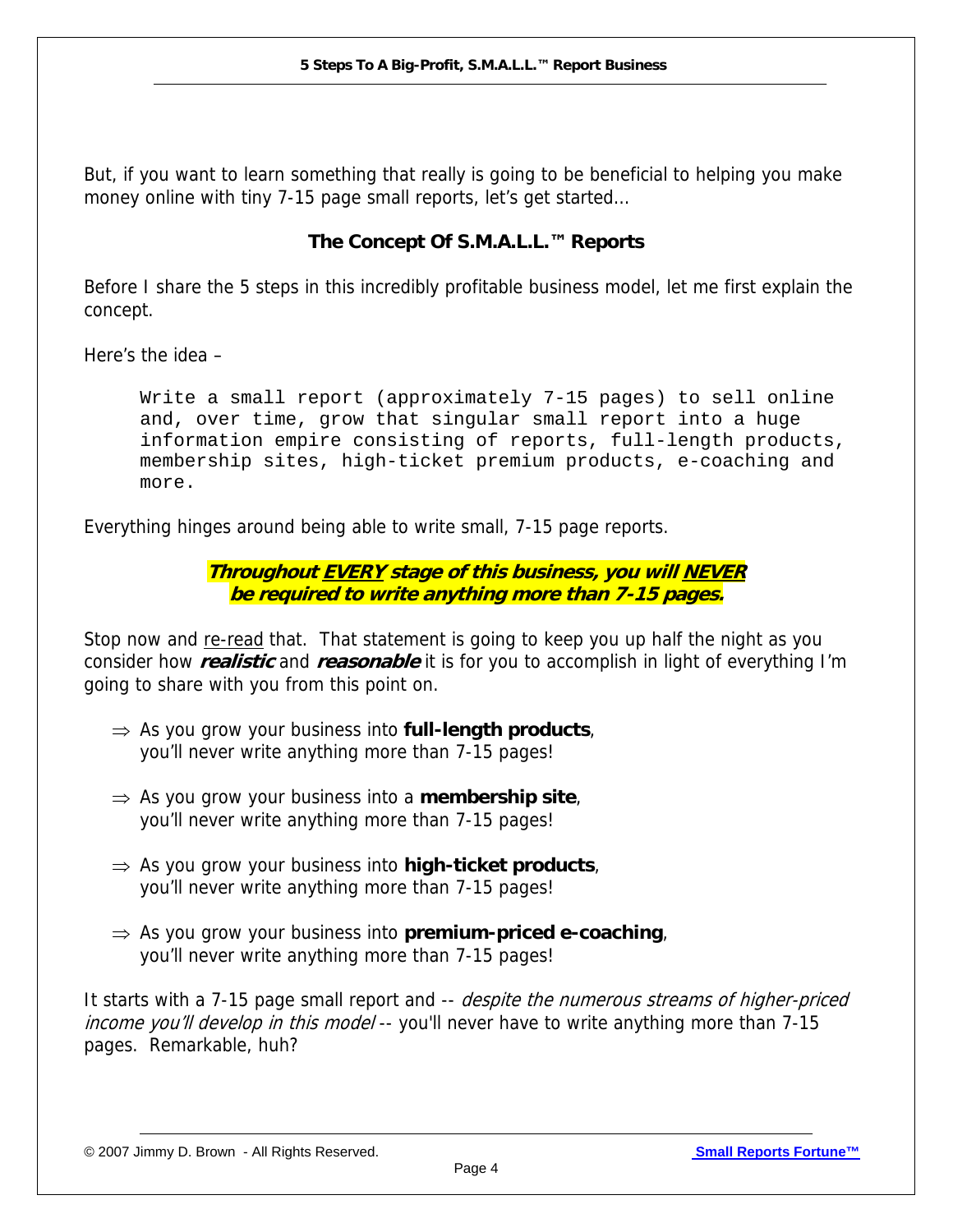But, if you want to learn something that really is going to be beneficial to helping you make money online with tiny 7-15 page small reports, let's get started…

## The Concept Of S.M.A.L.L.™ Reports

Before I share the 5 steps in this incredibly profitable business model, let me first explain the concept.

Here's the idea –

```
Write a small report (approximately 7-15 pages) to sell online
and, over time, grow that singular small report into a huge
information empire consisting of reports, full-length products,
membership sites, high-ticket premium products, e-coaching and
more.
```

Everything hinges around being able to write small, 7-15 page reports.

***Throughout <u>EVERY</u> stage of this business, you will <u>NEVER</u> be required to write anything more than 7-15 pages.***

Stop now and <u>re-read</u> that. That statement is going to keep you up half the night as you consider how ***realistic*** and ***reasonable*** it is for you to accomplish in light of everything I'm going to share with you from this point on.

⇒ As you grow your business into **full-length products**, you'll never write anything more than 7-15 pages!

⇒ As you grow your business into a **membership site**, you'll never write anything more than 7-15 pages!

⇒ As you grow your business into **high-ticket products**, you'll never write anything more than 7-15 pages!

⇒ As you grow your business into **premium-priced e-coaching**, you'll never write anything more than 7-15 pages!

It starts with a 7-15 page small report and -- *despite the numerous streams of higher-priced income you'll develop in this model* -- you'll never have to write anything more than 7-15 pages. Remarkable, huh?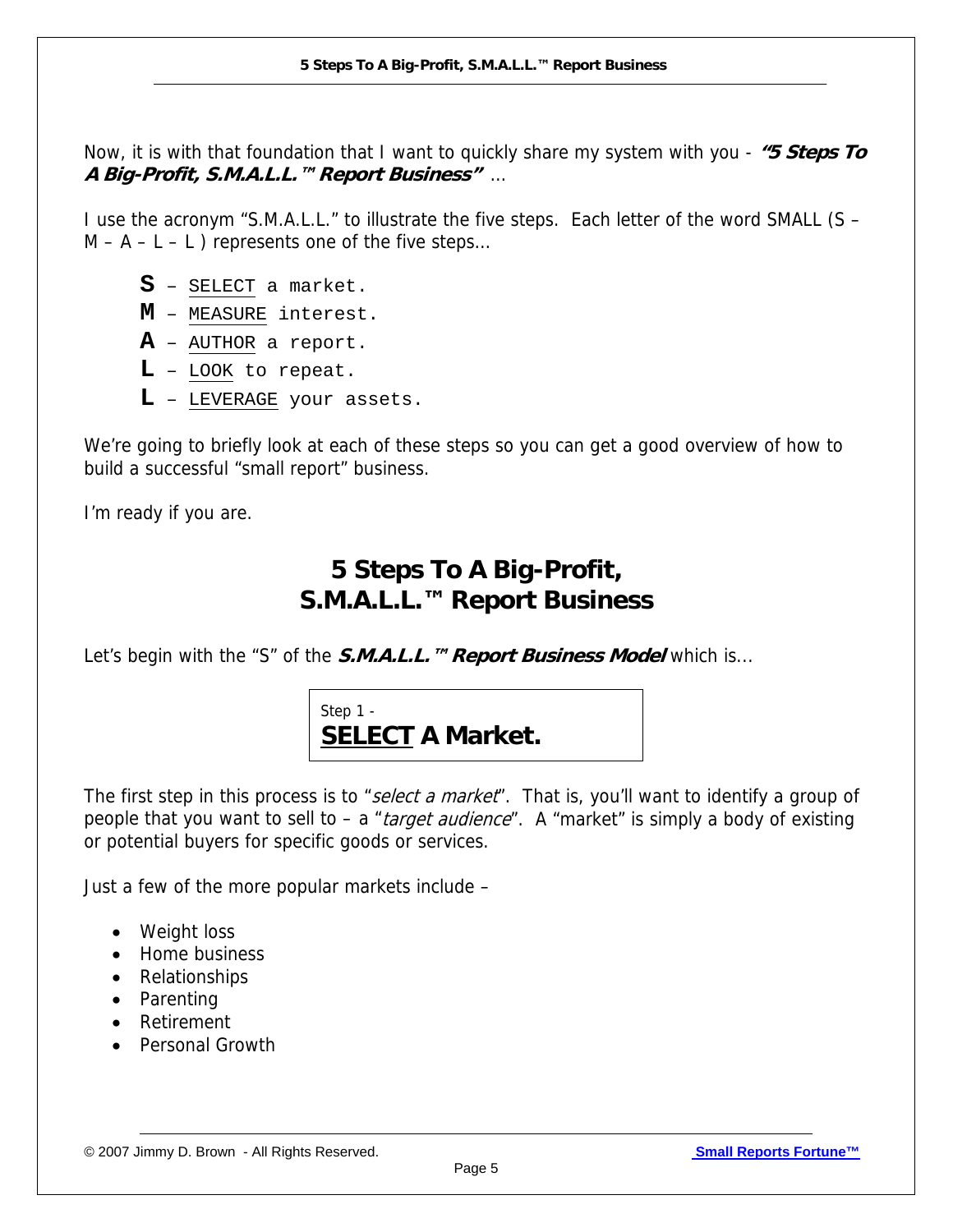Now, it is with that foundation that I want to quickly share my system with you - ***"5 Steps To A Big-Profit, S.M.A.L.L.™ Report Business"*** …

I use the acronym "S.M.A.L.L." to illustrate the five steps. Each letter of the word SMALL (S – M – A – L – L ) represents one of the five steps…

- **S** – SELECT a market.
- **M** – MEASURE interest.
- **A** – AUTHOR a report.
- **L** – LOOK to repeat.
- **L** – LEVERAGE your assets.

We're going to briefly look at each of these steps so you can get a good overview of how to build a successful "small report" business.

I'm ready if you are.

## 5 Steps To A Big-Profit, S.M.A.L.L.™ Report Business

Let's begin with the "S" of the ***S.M.A.L.L.™ Report Business Model*** which is…

### Step 1 - SELECT A Market.

The first step in this process is to "*select a market*". That is, you'll want to identify a group of people that you want to sell to – a "*target audience*". A "market" is simply a body of existing or potential buyers for specific goods or services.

Just a few of the more popular markets include –

- Weight loss
- Home business
- Relationships
- Parenting
- Retirement
- Personal Growth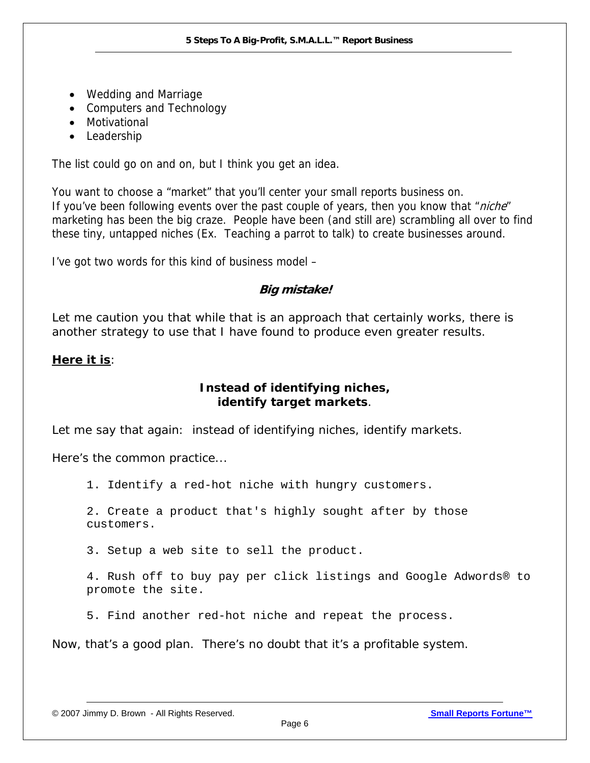- Wedding and Marriage
- Computers and Technology
- Motivational
- Leadership

The list could go on and on, but I think you get an idea.

You want to choose a "market" that you'll center your small reports business on. If you've been following events over the past couple of years, then you know that "*niche*" marketing has been the big craze. People have been (and still are) scrambling all over to find these tiny, untapped niches (Ex. Teaching a parrot to talk) to create businesses around.

I've got two words for this kind of business model –

***Big mistake!***

Let me caution you that while that is an approach that certainly works, there is another strategy to use that I have found to produce even greater results.

**Here it is**:

**Instead of identifying niches, identify target markets**.

Let me say that again: instead of identifying niches, identify markets.

Here's the common practice...

```
1. Identify a red-hot niche with hungry customers.

2. Create a product that's highly sought after by those
customers.

3. Setup a web site to sell the product.

4. Rush off to buy pay per click listings and Google Adwords® to
promote the site.

5. Find another red-hot niche and repeat the process.
```

Now, that's a good plan. There's no doubt that it's a profitable system.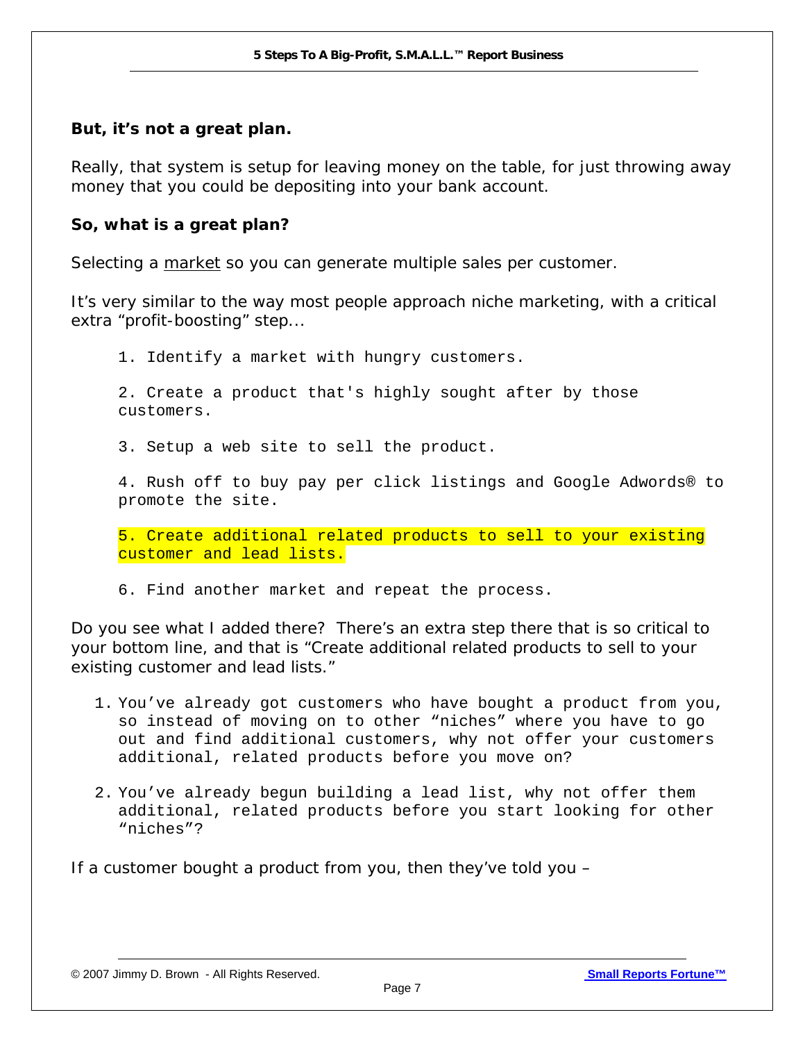**But, it's not a great plan.**

Really, that system is setup for leaving money on the table, for just throwing away money that you could be depositing into your bank account.

**So, what is a great plan?**

Selecting a market so you can generate multiple sales per customer.

It's very similar to the way most people approach niche marketing, with a critical extra "profit-boosting" step…

1. Identify a market with hungry customers.

2. Create a product that's highly sought after by those customers.

3. Setup a web site to sell the product.

4. Rush off to buy pay per click listings and Google Adwords® to promote the site.

5. Create additional related products to sell to your existing customer and lead lists.

6. Find another market and repeat the process.

Do you see what I added there? There's an extra step there that is so critical to your bottom line, and that is "Create additional related products to sell to your existing customer and lead lists."

1. You've already got customers who have bought a product from you, so instead of moving on to other "niches" where you have to go out and find additional customers, why not offer your customers additional, related products before you move on?

2. You've already begun building a lead list, why not offer them additional, related products before you start looking for other "niches"?

If a customer bought a product from you, then they've told you –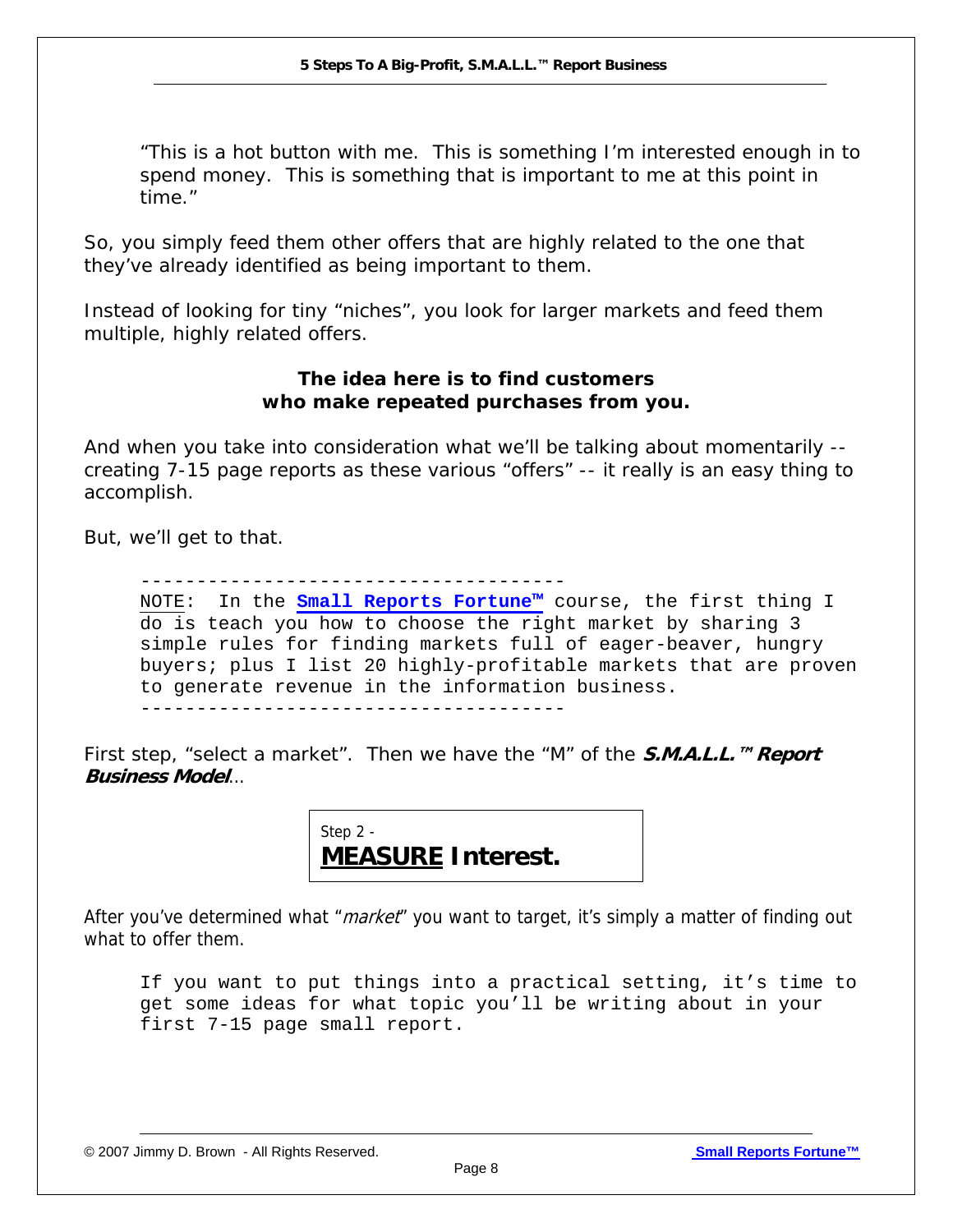"This is a hot button with me. This is something I'm interested enough in to spend money. This is something that is important to me at this point in time."

So, you simply feed them other offers that are highly related to the one that they've already identified as being important to them.

Instead of looking for tiny "niches", you look for larger markets and feed them multiple, highly related offers.

**The idea here is to find customers who make repeated purchases from you.**

And when you take into consideration what we'll be talking about momentarily -- creating 7-15 page reports as these various "offers" -- it really is an easy thing to accomplish.

But, we'll get to that.

```
-------------------------------------
NOTE: In the Small Reports Fortune™ course, the first thing I
do is teach you how to choose the right market by sharing 3
simple rules for finding markets full of eager-beaver, hungry
buyers; plus I list 20 highly-profitable markets that are proven
to generate revenue in the information business.
-------------------------------------
```

First step, "select a market". Then we have the "M" of the ***S.M.A.L.L.™ Report Business Model***...

## Step 2 - **MEASURE Interest.**

After you've determined what "*market*" you want to target, it's simply a matter of finding out what to offer them.

```
If you want to put things into a practical setting, it's time to
get some ideas for what topic you'll be writing about in your
first 7-15 page small report.
```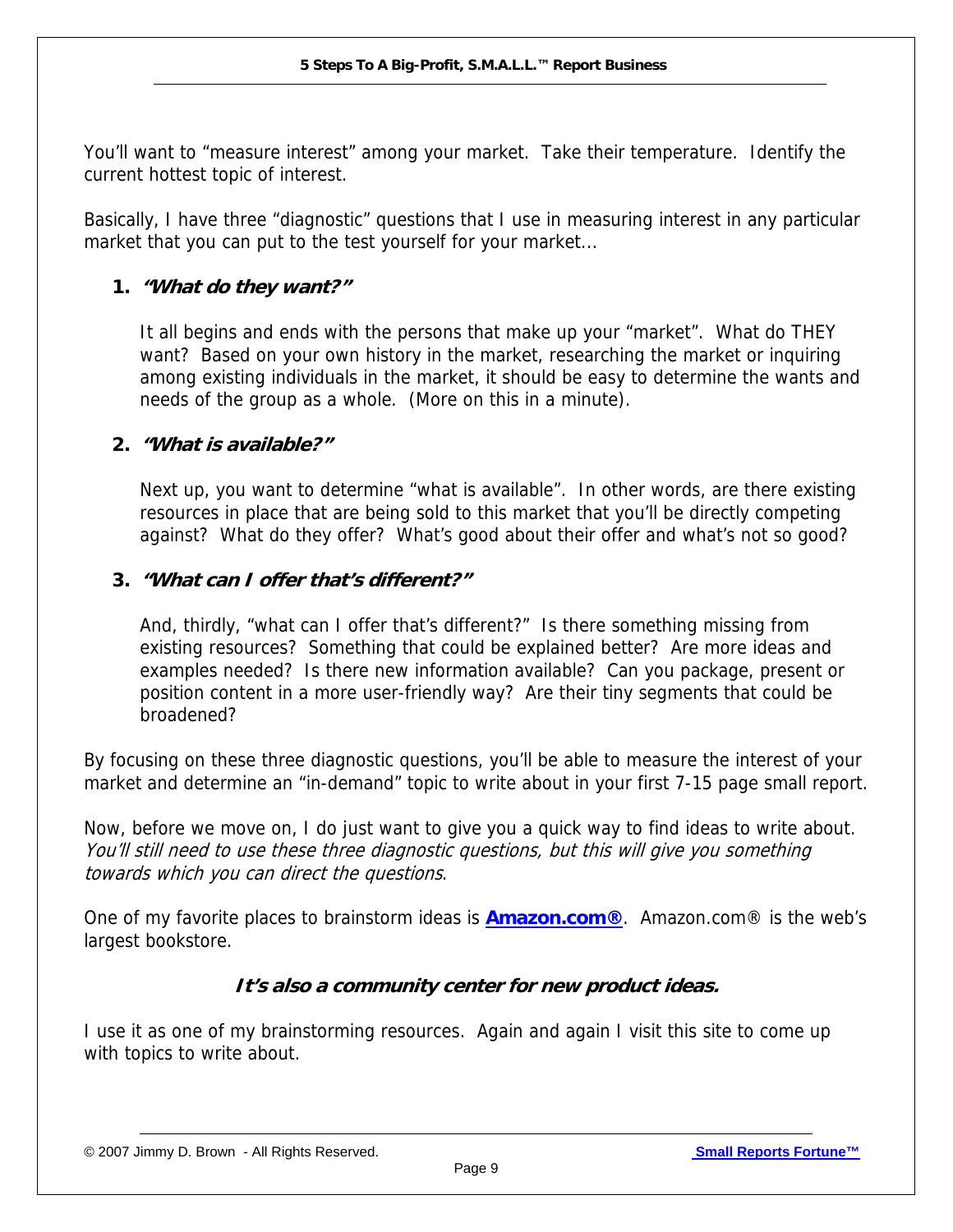You'll want to "measure interest" among your market. Take their temperature. Identify the current hottest topic of interest.

Basically, I have three "diagnostic" questions that I use in measuring interest in any particular market that you can put to the test yourself for your market...

1. ***"What do they want?"***

   It all begins and ends with the persons that make up your "market". What do THEY want? Based on your own history in the market, researching the market or inquiring among existing individuals in the market, it should be easy to determine the wants and needs of the group as a whole. (More on this in a minute).

2. ***"What is available?"***

   Next up, you want to determine "what is available". In other words, are there existing resources in place that are being sold to this market that you'll be directly competing against? What do they offer? What's good about their offer and what's not so good?

3. ***"What can I offer that's different?"***

   And, thirdly, "what can I offer that's different?" Is there something missing from existing resources? Something that could be explained better? Are more ideas and examples needed? Is there new information available? Can you package, present or position content in a more user-friendly way? Are their tiny segments that could be broadened?

By focusing on these three diagnostic questions, you'll be able to measure the interest of your market and determine an "in-demand" topic to write about in your first 7-15 page small report.

Now, before we move on, I do just want to give you a quick way to find ideas to write about. *You'll still need to use these three diagnostic questions, but this will give you something towards which you can direct the questions*.

One of my favorite places to brainstorm ideas is **Amazon.com®**. Amazon.com® is the web's largest bookstore.

***It's also a community center for new product ideas.***

I use it as one of my brainstorming resources. Again and again I visit this site to come up with topics to write about.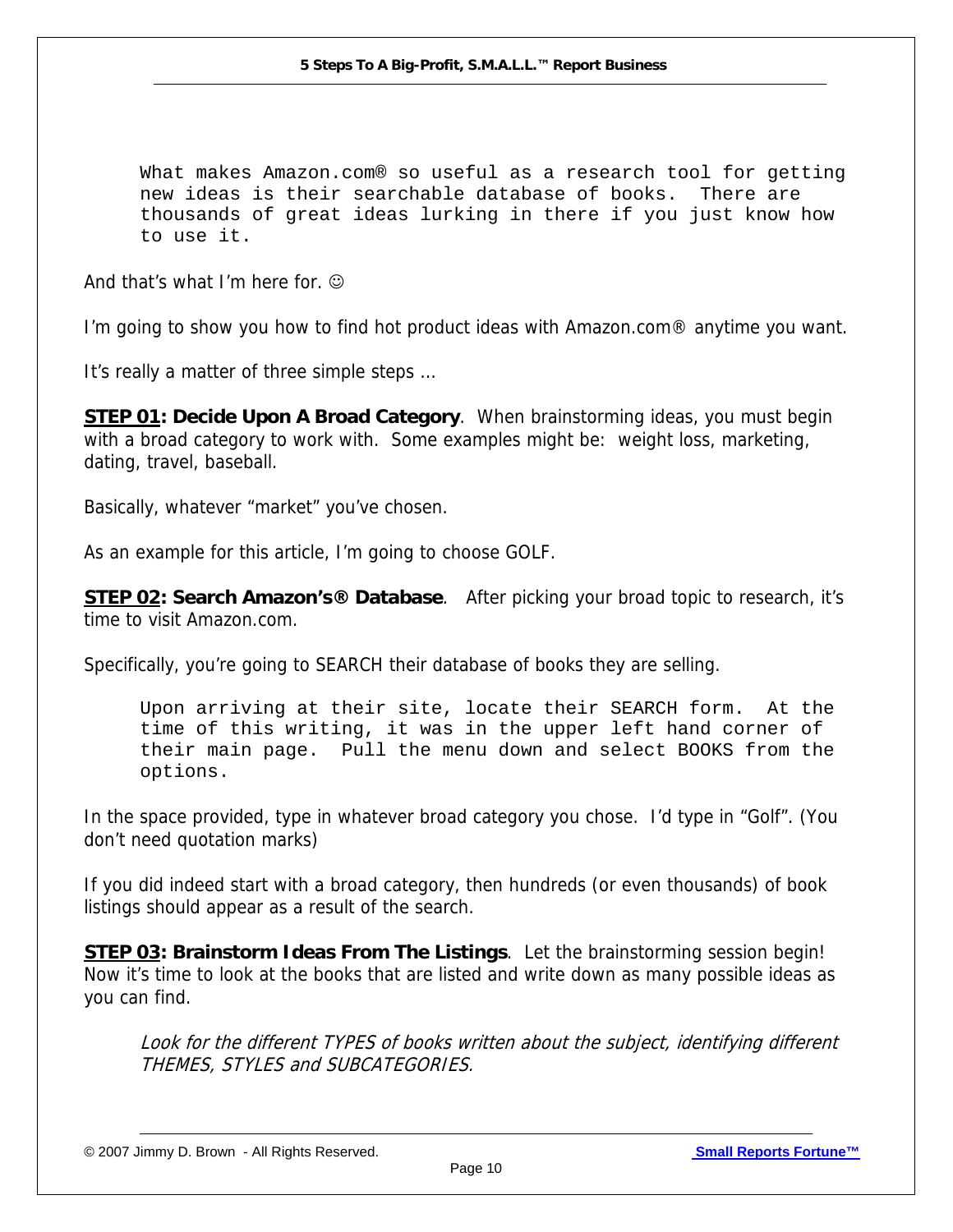What makes Amazon.com® so useful as a research tool for getting new ideas is their searchable database of books. There are thousands of great ideas lurking in there if you just know how to use it.

And that's what I'm here for. ☺

I'm going to show you how to find hot product ideas with Amazon.com® anytime you want.

It's really a matter of three simple steps …

**STEP 01: Decide Upon A Broad Category**. When brainstorming ideas, you must begin with a broad category to work with. Some examples might be: weight loss, marketing, dating, travel, baseball.

Basically, whatever "market" you've chosen.

As an example for this article, I'm going to choose GOLF.

**STEP 02: Search Amazon's® Database**. After picking your broad topic to research, it's time to visit Amazon.com.

Specifically, you're going to SEARCH their database of books they are selling.

Upon arriving at their site, locate their SEARCH form. At the time of this writing, it was in the upper left hand corner of their main page. Pull the menu down and select BOOKS from the options.

In the space provided, type in whatever broad category you chose. I'd type in "Golf". (You don't need quotation marks)

If you did indeed start with a broad category, then hundreds (or even thousands) of book listings should appear as a result of the search.

**STEP 03: Brainstorm Ideas From The Listings**. Let the brainstorming session begin! Now it's time to look at the books that are listed and write down as many possible ideas as you can find.

*Look for the different TYPES of books written about the subject, identifying different THEMES, STYLES and SUBCATEGORIES.*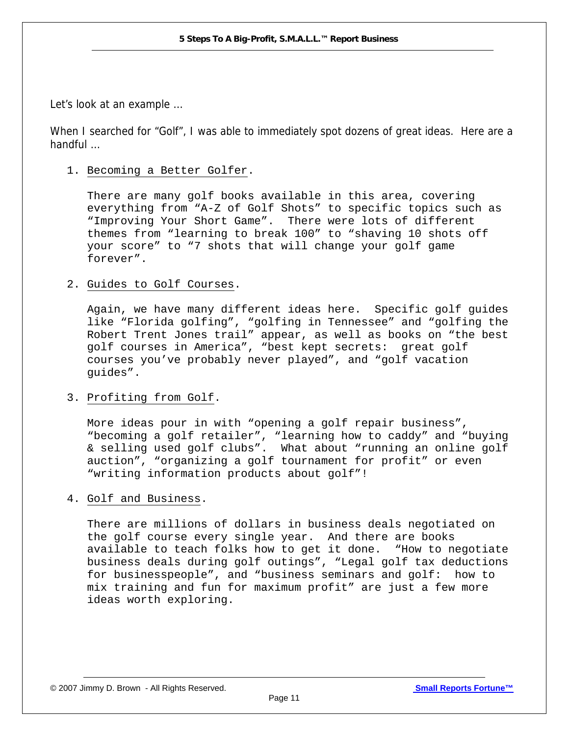Let's look at an example …

When I searched for "Golf", I was able to immediately spot dozens of great ideas. Here are a handful …

1. Becoming a Better Golfer.

   There are many golf books available in this area, covering everything from "A-Z of Golf Shots" to specific topics such as "Improving Your Short Game". There were lots of different themes from "learning to break 100" to "shaving 10 shots off your score" to "7 shots that will change your golf game forever".

2. Guides to Golf Courses.

   Again, we have many different ideas here. Specific golf guides like "Florida golfing", "golfing in Tennessee" and "golfing the Robert Trent Jones trail" appear, as well as books on "the best golf courses in America", "best kept secrets: great golf courses you've probably never played", and "golf vacation guides".

3. Profiting from Golf.

   More ideas pour in with "opening a golf repair business", "becoming a golf retailer", "learning how to caddy" and "buying & selling used golf clubs". What about "running an online golf auction", "organizing a golf tournament for profit" or even "writing information products about golf"!

4. Golf and Business.

   There are millions of dollars in business deals negotiated on the golf course every single year. And there are books available to teach folks how to get it done. "How to negotiate business deals during golf outings", "Legal golf tax deductions for businesspeople", and "business seminars and golf: how to mix training and fun for maximum profit" are just a few more ideas worth exploring.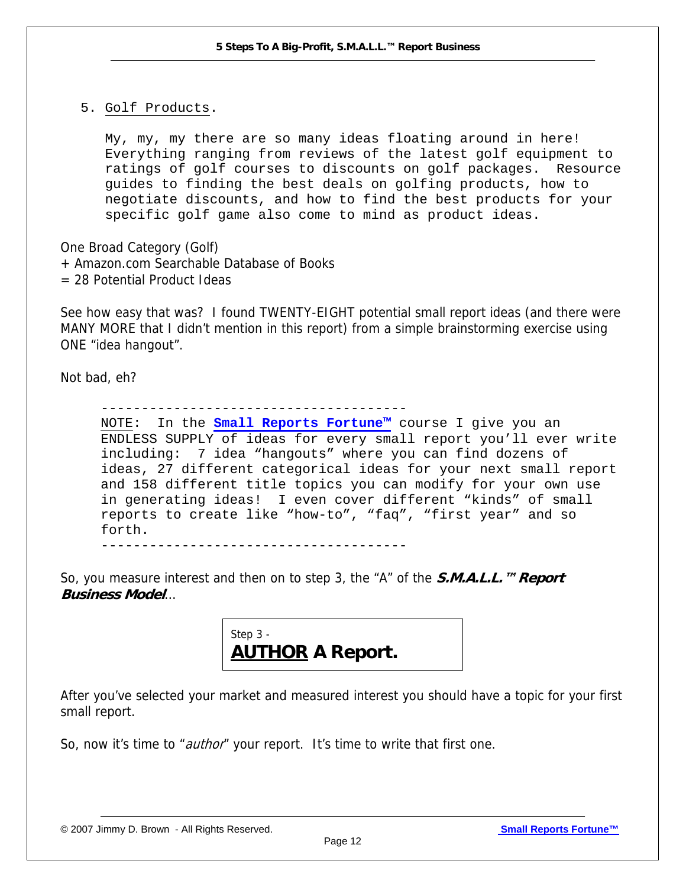5. Golf Products.

   My, my, my there are so many ideas floating around in here! Everything ranging from reviews of the latest golf equipment to ratings of golf courses to discounts on golf packages. Resource guides to finding the best deals on golfing products, how to negotiate discounts, and how to find the best products for your specific golf game also come to mind as product ideas.

One Broad Category (Golf)
+ Amazon.com Searchable Database of Books
= 28 Potential Product Ideas

See how easy that was? I found TWENTY-EIGHT potential small report ideas (and there were MANY MORE that I didn't mention in this report) from a simple brainstorming exercise using ONE "idea hangout".

Not bad, eh?

-------------------------------------

NOTE: In the **Small Reports Fortune™** course I give you an ENDLESS SUPPLY of ideas for every small report you'll ever write including: 7 idea "hangouts" where you can find dozens of ideas, 27 different categorical ideas for your next small report and 158 different title topics you can modify for your own use in generating ideas! I even cover different "kinds" of small reports to create like "how-to", "faq", "first year" and so forth.

-------------------------------------

So, you measure interest and then on to step 3, the "A" of the ***S.M.A.L.L.™ Report Business Model***...

## Step 3 - **AUTHOR** A Report.

After you've selected your market and measured interest you should have a topic for your first small report.

So, now it's time to "*author*" your report. It's time to write that first one.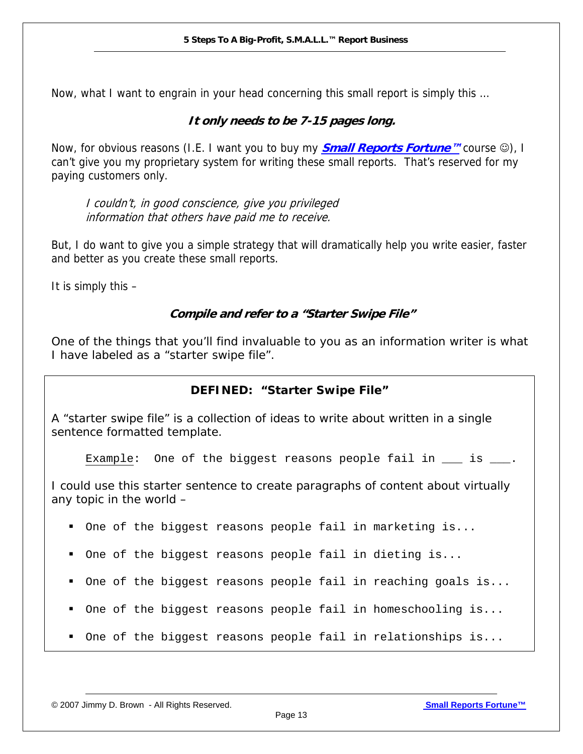Now, what I want to engrain in your head concerning this small report is simply this …

***It only needs to be 7-15 pages long.***

Now, for obvious reasons (I.E. I want you to buy my ***Small Reports Fortune™*** course ☺), I can't give you my proprietary system for writing these small reports. That's reserved for my paying customers only.

> *I couldn't, in good conscience, give you privileged information that others have paid me to receive.*

But, I do want to give you a simple strategy that will dramatically help you write easier, faster and better as you create these small reports.

It is simply this –

***Compile and refer to a "Starter Swipe File"***

One of the things that you'll find invaluable to you as an information writer is what I have labeled as a "starter swipe file".

**DEFINED: "Starter Swipe File"**

A "starter swipe file" is a collection of ideas to write about written in a single sentence formatted template.

> Example: `One of the biggest reasons people fail in ___ is ___.`

I could use this starter sentence to create paragraphs of content about virtually any topic in the world –

- `One of the biggest reasons people fail in marketing is...`
- `One of the biggest reasons people fail in dieting is...`
- `One of the biggest reasons people fail in reaching goals is...`
- `One of the biggest reasons people fail in homeschooling is...`
- `One of the biggest reasons people fail in relationships is...`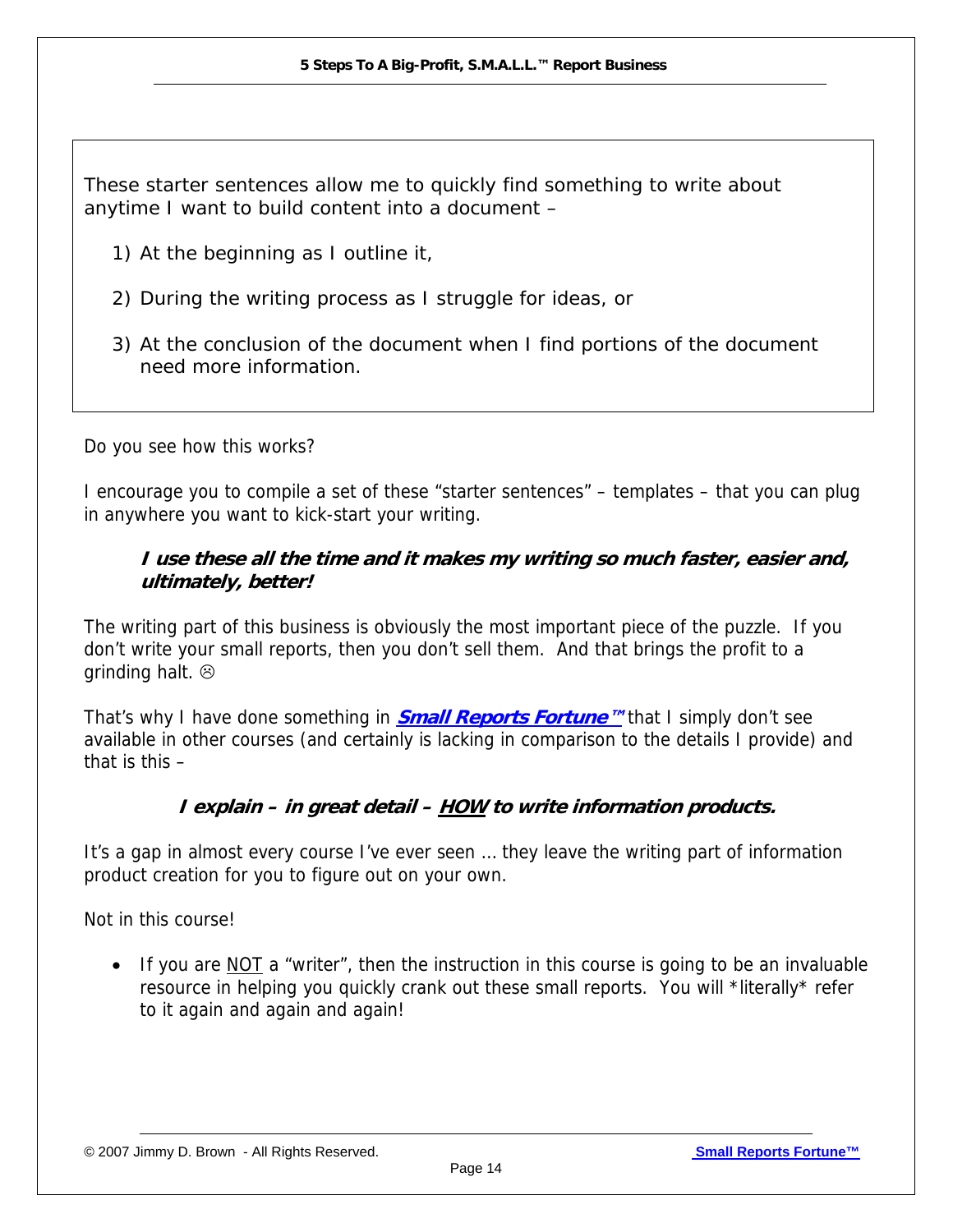These starter sentences allow me to quickly find something to write about anytime I want to build content into a document –

1) At the beginning as I outline it,
2) During the writing process as I struggle for ideas, or
3) At the conclusion of the document when I find portions of the document need more information.

Do you see how this works?

I encourage you to compile a set of these "starter sentences" – templates – that you can plug in anywhere you want to kick-start your writing.

> ***I use these all the time and it makes my writing so much faster, easier and, ultimately, better!***

The writing part of this business is obviously the most important piece of the puzzle. If you don't write your small reports, then you don't sell them. And that brings the profit to a grinding halt. ☹

That's why I have done something in ***Small Reports Fortune™*** that I simply don't see available in other courses (and certainly is lacking in comparison to the details I provide) and that is this –

***I explain – in great detail – HOW to write information products.***

It's a gap in almost every course I've ever seen … they leave the writing part of information product creation for you to figure out on your own.

Not in this course!

- If you are NOT a "writer", then the instruction in this course is going to be an invaluable resource in helping you quickly crank out these small reports. You will *literally* refer to it again and again and again!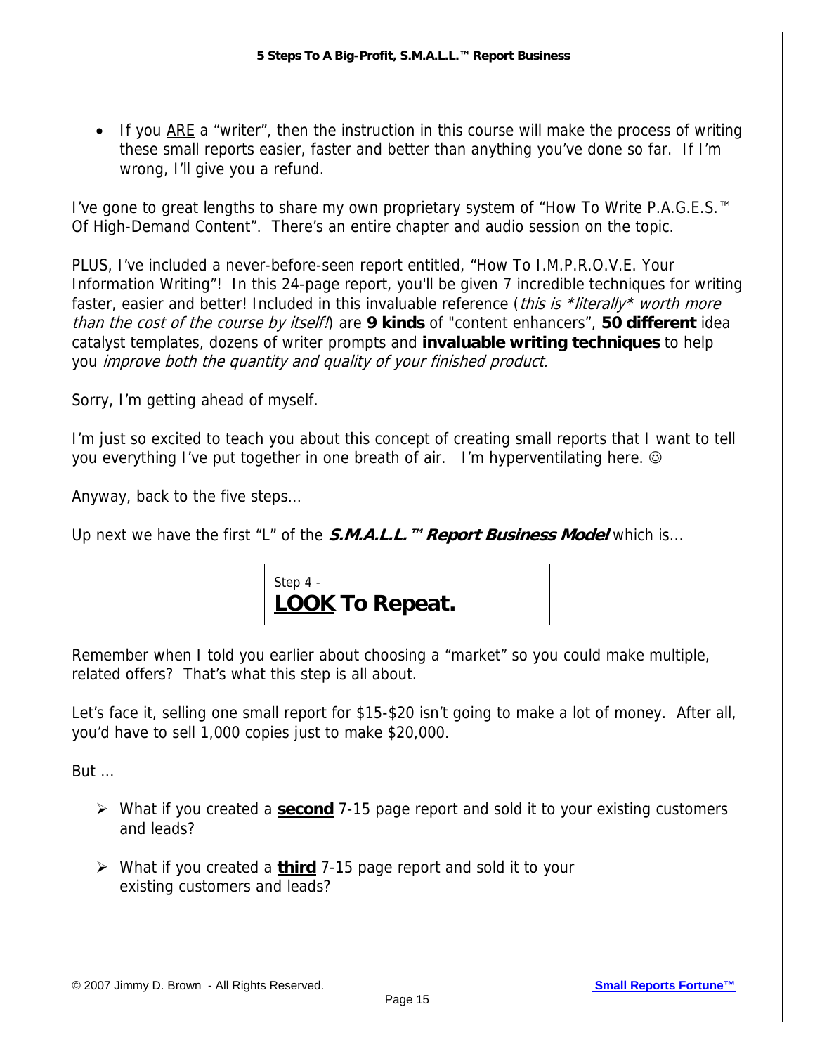- If you <u>ARE</u> a "writer", then the instruction in this course will make the process of writing these small reports easier, faster and better than anything you've done so far. If I'm wrong, I'll give you a refund.

I've gone to great lengths to share my own proprietary system of "How To Write P.A.G.E.S.™ Of High-Demand Content". There's an entire chapter and audio session on the topic.

PLUS, I've included a never-before-seen report entitled, "How To I.M.P.R.O.V.E. Your Information Writing"! In this <u>24-page</u> report, you'll be given 7 incredible techniques for writing faster, easier and better! Included in this invaluable reference (*this is \*literally\* worth more than the cost of the course by itself!*) are **9 kinds** of "content enhancers", **50 different** idea catalyst templates, dozens of writer prompts and **invaluable writing techniques** to help you *improve both the quantity and quality of your finished product.*

Sorry, I'm getting ahead of myself.

I'm just so excited to teach you about this concept of creating small reports that I want to tell you everything I've put together in one breath of air. I'm hyperventilating here. ☺

Anyway, back to the five steps…

Up next we have the first "L" of the ***S.M.A.L.L.™ Report Business Model*** which is…

Step 4 -

## <u>LOOK</u> To Repeat.

Remember when I told you earlier about choosing a "market" so you could make multiple, related offers? That's what this step is all about.

Let's face it, selling one small report for $15-$20 isn't going to make a lot of money. After all, you'd have to sell 1,000 copies just to make $20,000.

But …

- What if you created a <u>**second**</u> 7-15 page report and sold it to your existing customers and leads?
- What if you created a <u>**third**</u> 7-15 page report and sold it to your existing customers and leads?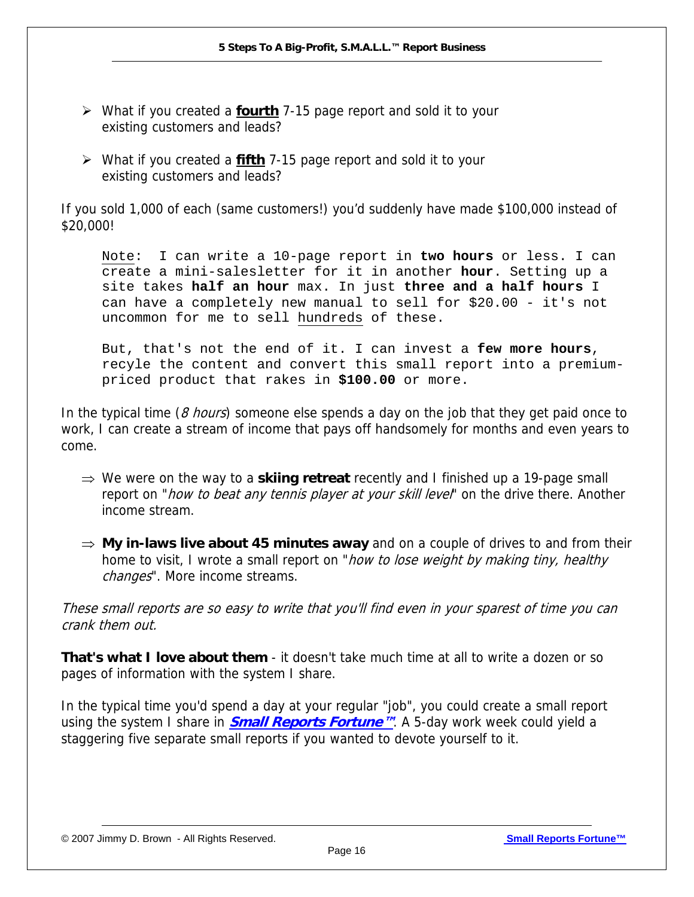- What if you created a **fourth** 7-15 page report and sold it to your existing customers and leads?

- What if you created a **fifth** 7-15 page report and sold it to your existing customers and leads?

If you sold 1,000 of each (same customers!) you'd suddenly have made $100,000 instead of $20,000!

> Note: I can write a 10-page report in **two hours** or less. I can create a mini-salesletter for it in another **hour**. Setting up a site takes **half an hour** max. In just **three and a half hours** I can have a completely new manual to sell for $20.00 - it's not uncommon for me to sell hundreds of these.
>
> But, that's not the end of it. I can invest a **few more hours**, recyle the content and convert this small report into a premium-priced product that rakes in **$100.00** or more.

In the typical time (*8 hours*) someone else spends a day on the job that they get paid once to work, I can create a stream of income that pays off handsomely for months and even years to come.

- ⇒ We were on the way to a **skiing retreat** recently and I finished up a 19-page small report on "*how to beat any tennis player at your skill level*" on the drive there. Another income stream.

- ⇒ **My in-laws live about 45 minutes away** and on a couple of drives to and from their home to visit, I wrote a small report on "*how to lose weight by making tiny, healthy changes*". More income streams.

*These small reports are so easy to write that you'll find even in your sparest of time you can crank them out.*

**That's what I love about them** - it doesn't take much time at all to write a dozen or so pages of information with the system I share.

In the typical time you'd spend a day at your regular "job", you could create a small report using the system I share in ***Small Reports Fortune™***. A 5-day work week could yield a staggering five separate small reports if you wanted to devote yourself to it.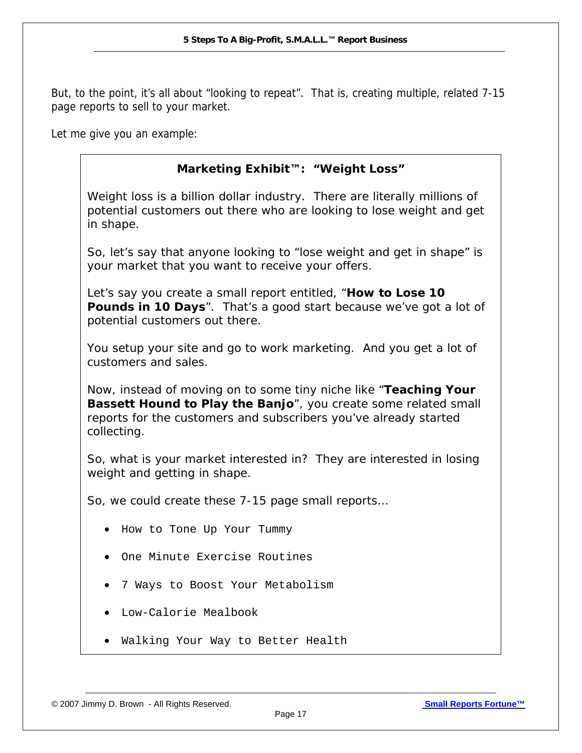But, to the point, it's all about "looking to repeat". That is, creating multiple, related 7-15 page reports to sell to your market.

Let me give you an example:

### Marketing Exhibit™: "Weight Loss"

Weight loss is a billion dollar industry. There are literally millions of potential customers out there who are looking to lose weight and get in shape.

So, let's say that anyone looking to "lose weight and get in shape" is your market that you want to receive your offers.

Let's say you create a small report entitled, "**How to Lose 10 Pounds in 10 Days**". That's a good start because we've got a lot of potential customers out there.

You setup your site and go to work marketing. And you get a lot of customers and sales.

Now, instead of moving on to some tiny niche like "**Teaching Your Bassett Hound to Play the Banjo**", you create some related small reports for the customers and subscribers you've already started collecting.

So, what is your market interested in? They are interested in losing weight and getting in shape.

So, we could create these 7-15 page small reports…

- How to Tone Up Your Tummy
- One Minute Exercise Routines
- 7 Ways to Boost Your Metabolism
- Low-Calorie Mealbook
- Walking Your Way to Better Health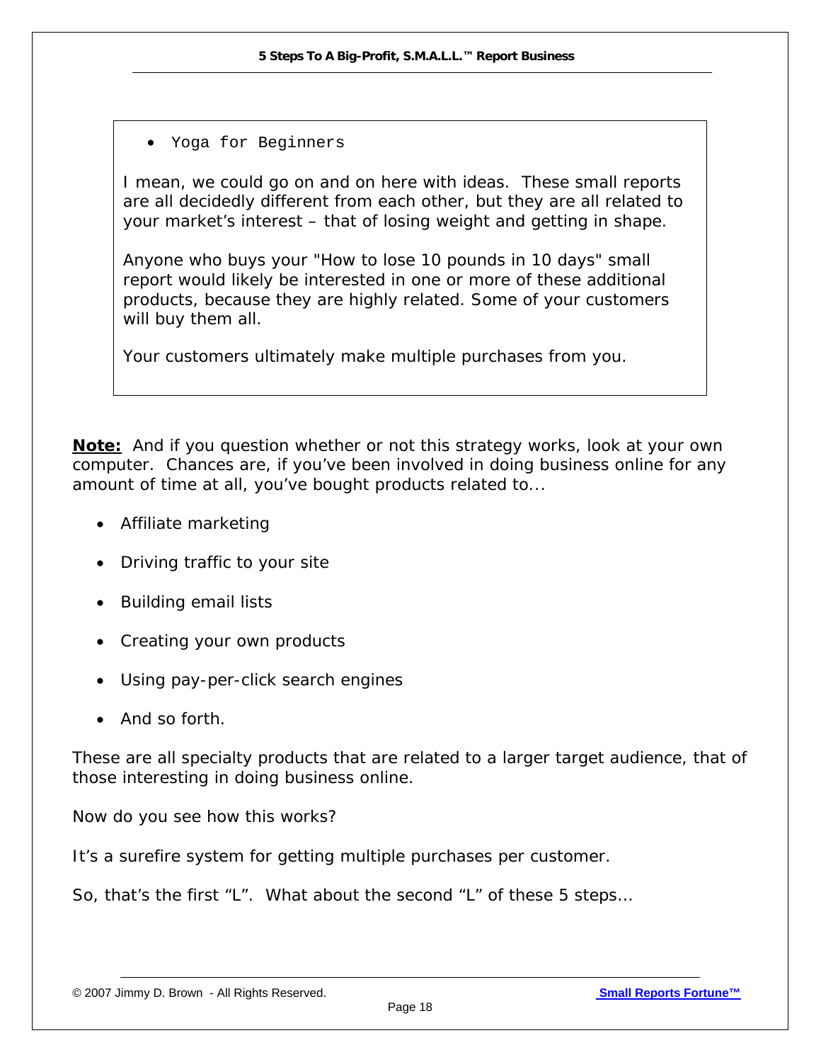- Yoga for Beginners

I mean, we could go on and on here with ideas. These small reports are all decidedly different from each other, but they are all related to your market's interest – that of losing weight and getting in shape.

Anyone who buys your "How to lose 10 pounds in 10 days" small report would likely be interested in one or more of these additional products, because they are highly related. Some of your customers will buy them all.

Your customers ultimately make multiple purchases from you.

**Note:** And if you question whether or not this strategy works, look at your own computer. Chances are, if you've been involved in doing business online for any amount of time at all, you've bought products related to...

- Affiliate marketing
- Driving traffic to your site
- Building email lists
- Creating your own products
- Using pay-per-click search engines
- And so forth.

These are all specialty products that are related to a larger target audience, that of those interesting in doing business online.

Now do you see how this works?

It's a surefire system for getting multiple purchases per customer.

So, that's the first "L". What about the second "L" of these 5 steps…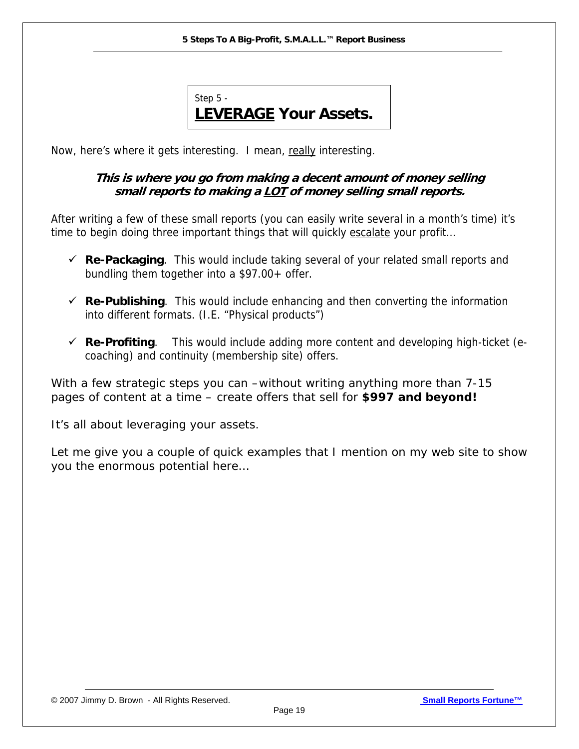Step 5 -

## <u>LEVERAGE</u> Your Assets.

Now, here's where it gets interesting. I mean, <u>really</u> interesting.

***This is where you go from making a decent amount of money selling small reports to making a <u>LOT</u> of money selling small reports.***

After writing a few of these small reports (you can easily write several in a month's time) it's time to begin doing three important things that will quickly <u>escalate</u> your profit…

- ✓ **Re-Packaging**. This would include taking several of your related small reports and bundling them together into a $97.00+ offer.
- ✓ **Re-Publishing**. This would include enhancing and then converting the information into different formats. (I.E. "Physical products")
- ✓ **Re-Profiting**. This would include adding more content and developing high-ticket (e-coaching) and continuity (membership site) offers.

With a few strategic steps you can –without writing anything more than 7-15 pages of content at a time – create offers that sell for **$997 and beyond!**

It's all about leveraging your assets.

Let me give you a couple of quick examples that I mention on my web site to show you the enormous potential here…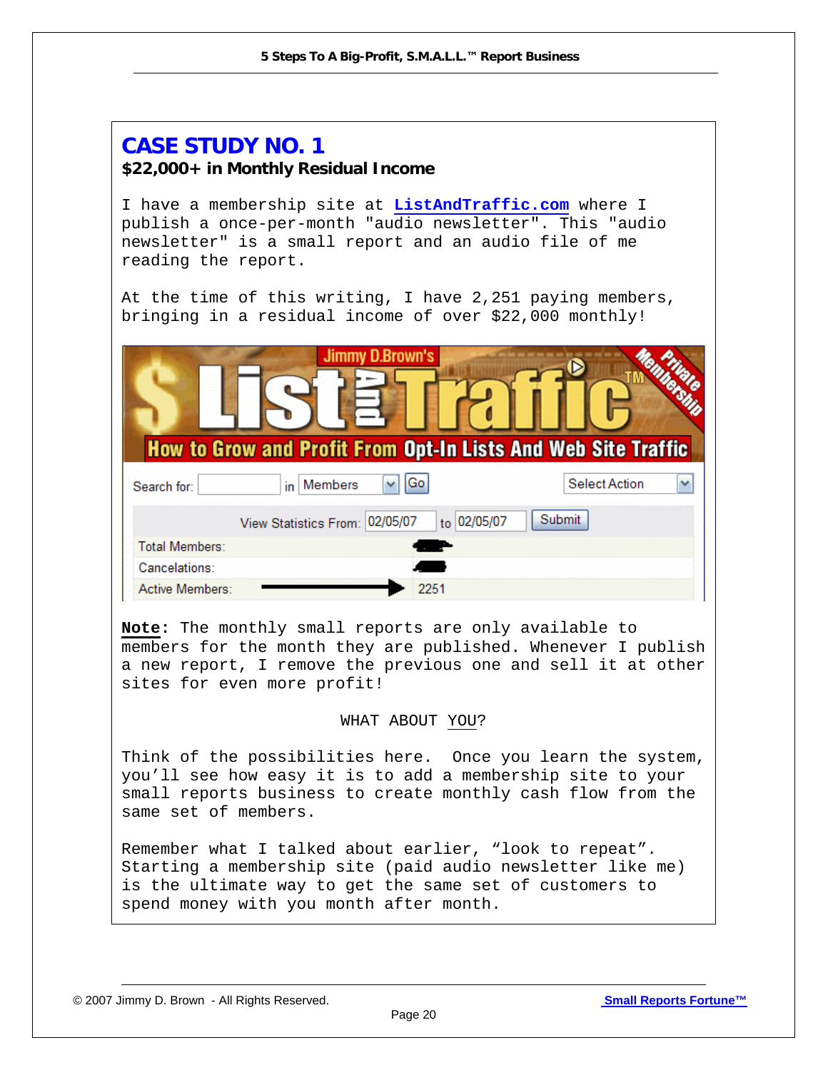## CASE STUDY NO. 1

**$22,000+ in Monthly Residual Income**

I have a membership site at **ListAndTraffic.com** where I publish a once-per-month "audio newsletter". This "audio newsletter" is a small report and an audio file of me reading the report.

At the time of this writing, I have 2,251 paying members, bringing in a residual income of over $22,000 monthly!

Jimmy D.Brown's List And Traffic™ Private Membership
How to Grow and Profit From Opt-In Lists And Web Site Traffic

Search for: in Members Go Select Action

View Statistics From: 02/05/07 to 02/05/07 Submit

| | |
|---|---|
| Total Members: | |
| Cancelations: | |
| Active Members: | 2251 |

**Note**: The monthly small reports are only available to members for the month they are published. Whenever I publish a new report, I remove the previous one and sell it at other sites for even more profit!

WHAT ABOUT YOU?

Think of the possibilities here. Once you learn the system, you'll see how easy it is to add a membership site to your small reports business to create monthly cash flow from the same set of members.

Remember what I talked about earlier, "look to repeat". Starting a membership site (paid audio newsletter like me) is the ultimate way to get the same set of customers to spend money with you month after month.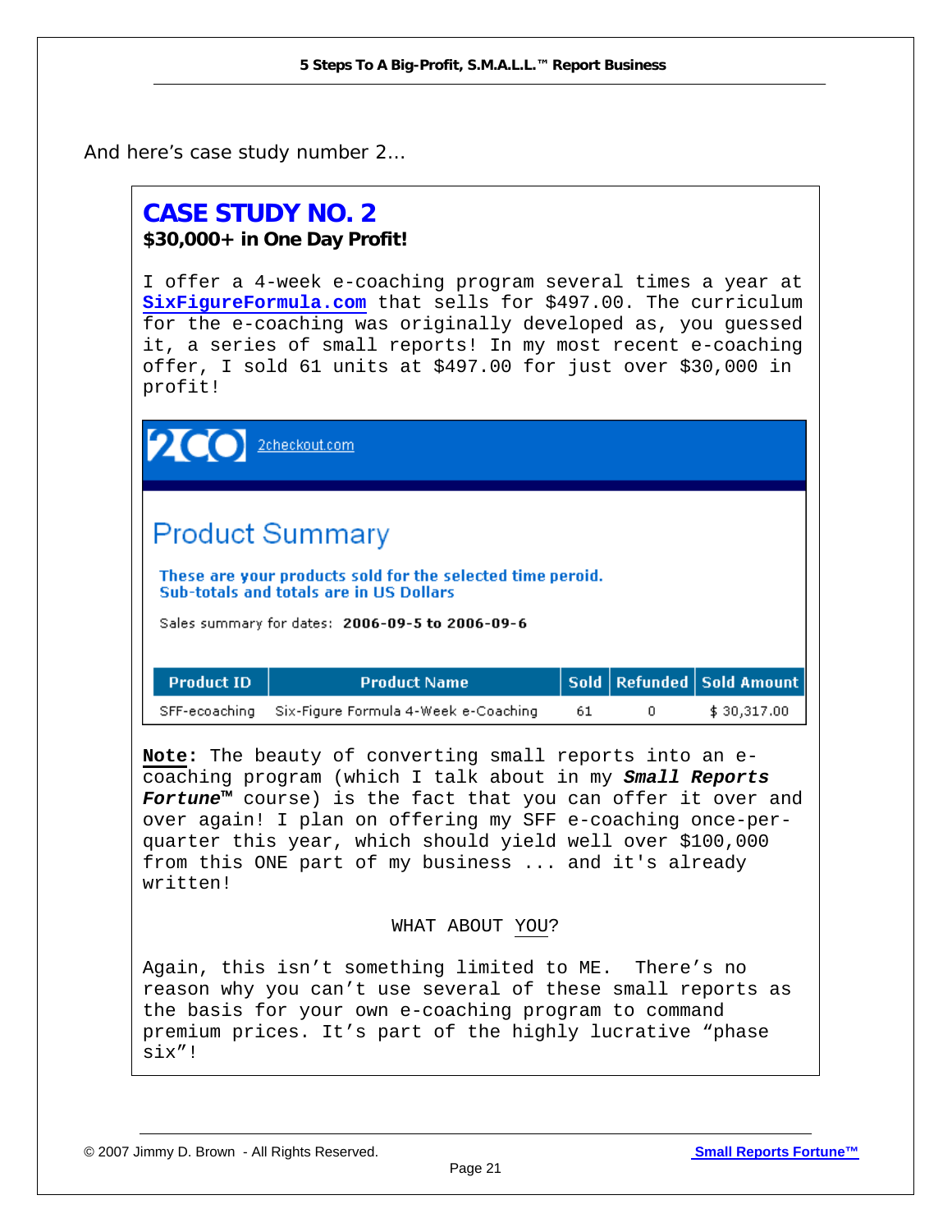And here's case study number 2…

## CASE STUDY NO. 2

**$30,000+ in One Day Profit!**

I offer a 4-week e-coaching program several times a year at **SixFigureFormula.com** that sells for $497.00. The curriculum for the e-coaching was originally developed as, you guessed it, a series of small reports! In my most recent e-coaching offer, I sold 61 units at $497.00 for just over $30,000 in profit!

2CO 2checkout.com

### Product Summary

**These are your products sold for the selected time peroid.**
**Sub-totals and totals are in US Dollars**

Sales summary for dates: **2006-09-5 to 2006-09-6**

| Product ID | Product Name | Sold | Refunded | Sold Amount |
|---|---|---|---|---|
| SFF-ecoaching | Six-Figure Formula 4-Week e-Coaching | 61 | 0 | $ 30,317.00 |

**Note:** The beauty of converting small reports into an e-coaching program (which I talk about in my ***Small Reports Fortune™*** course) is the fact that you can offer it over and over again! I plan on offering my SFF e-coaching once-per-quarter this year, which should yield well over $100,000 from this ONE part of my business ... and it's already written!

WHAT ABOUT YOU?

Again, this isn't something limited to ME. There's no reason why you can't use several of these small reports as the basis for your own e-coaching program to command premium prices. It's part of the highly lucrative "phase six"!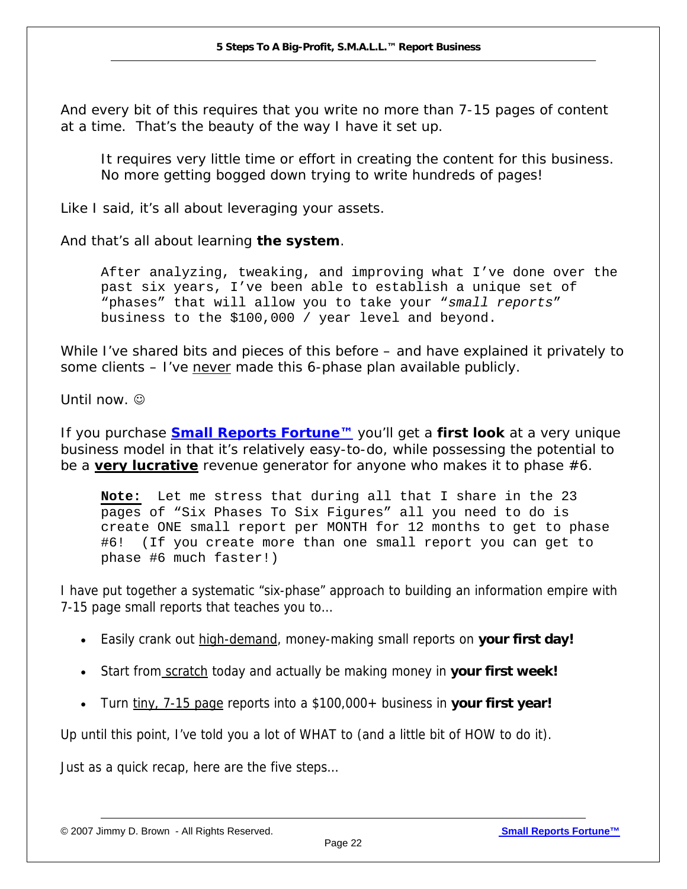And every bit of this requires that you write no more than 7-15 pages of content at a time. That's the beauty of the way I have it set up.

> It requires very little time or effort in creating the content for this business. No more getting bogged down trying to write hundreds of pages!

Like I said, it's all about leveraging your assets.

And that's all about learning **the system**.

> After analyzing, tweaking, and improving what I've done over the past six years, I've been able to establish a unique set of "phases" that will allow you to take your "*small reports*" business to the $100,000 / year level and beyond.

While I've shared bits and pieces of this before – and have explained it privately to some clients – I've never made this 6-phase plan available publicly.

Until now. ☺

If you purchase **Small Reports Fortune™** you'll get a **first look** at a very unique business model in that it's relatively easy-to-do, while possessing the potential to be a **very lucrative** revenue generator for anyone who makes it to phase #6.

> **Note:** Let me stress that during all that I share in the 23 pages of "Six Phases To Six Figures" all you need to do is create ONE small report per MONTH for 12 months to get to phase #6! (If you create more than one small report you can get to phase #6 much faster!)

I have put together a systematic "six-phase" approach to building an information empire with 7-15 page small reports that teaches you to…

- Easily crank out high-demand, money-making small reports on **your first day!**
- Start from scratch today and actually be making money in **your first week!**
- Turn tiny, 7-15 page reports into a $100,000+ business in **your first year!**

Up until this point, I've told you a lot of WHAT to (and a little bit of HOW to do it).

Just as a quick recap, here are the five steps…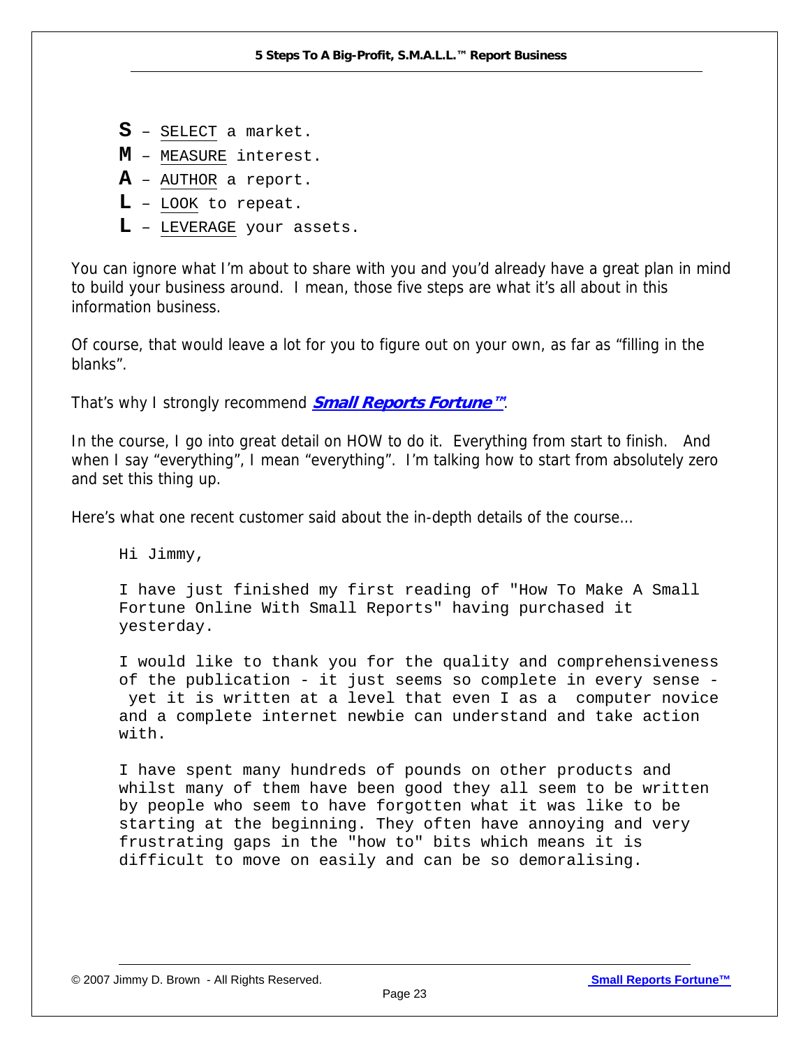- **S** – SELECT a market.
- **M** – MEASURE interest.
- **A** – AUTHOR a report.
- **L** – LOOK to repeat.
- **L** – LEVERAGE your assets.

You can ignore what I'm about to share with you and you'd already have a great plan in mind to build your business around. I mean, those five steps are what it's all about in this information business.

Of course, that would leave a lot for you to figure out on your own, as far as "filling in the blanks".

That's why I strongly recommend ***Small Reports Fortune™***.

In the course, I go into great detail on HOW to do it. Everything from start to finish. And when I say "everything", I mean "everything". I'm talking how to start from absolutely zero and set this thing up.

Here's what one recent customer said about the in-depth details of the course…

> Hi Jimmy,
>
> I have just finished my first reading of "How To Make A Small Fortune Online With Small Reports" having purchased it yesterday.
>
> I would like to thank you for the quality and comprehensiveness of the publication - it just seems so complete in every sense - yet it is written at a level that even I as a computer novice and a complete internet newbie can understand and take action with.
>
> I have spent many hundreds of pounds on other products and whilst many of them have been good they all seem to be written by people who seem to have forgotten what it was like to be starting at the beginning. They often have annoying and very frustrating gaps in the "how to" bits which means it is difficult to move on easily and can be so demoralising.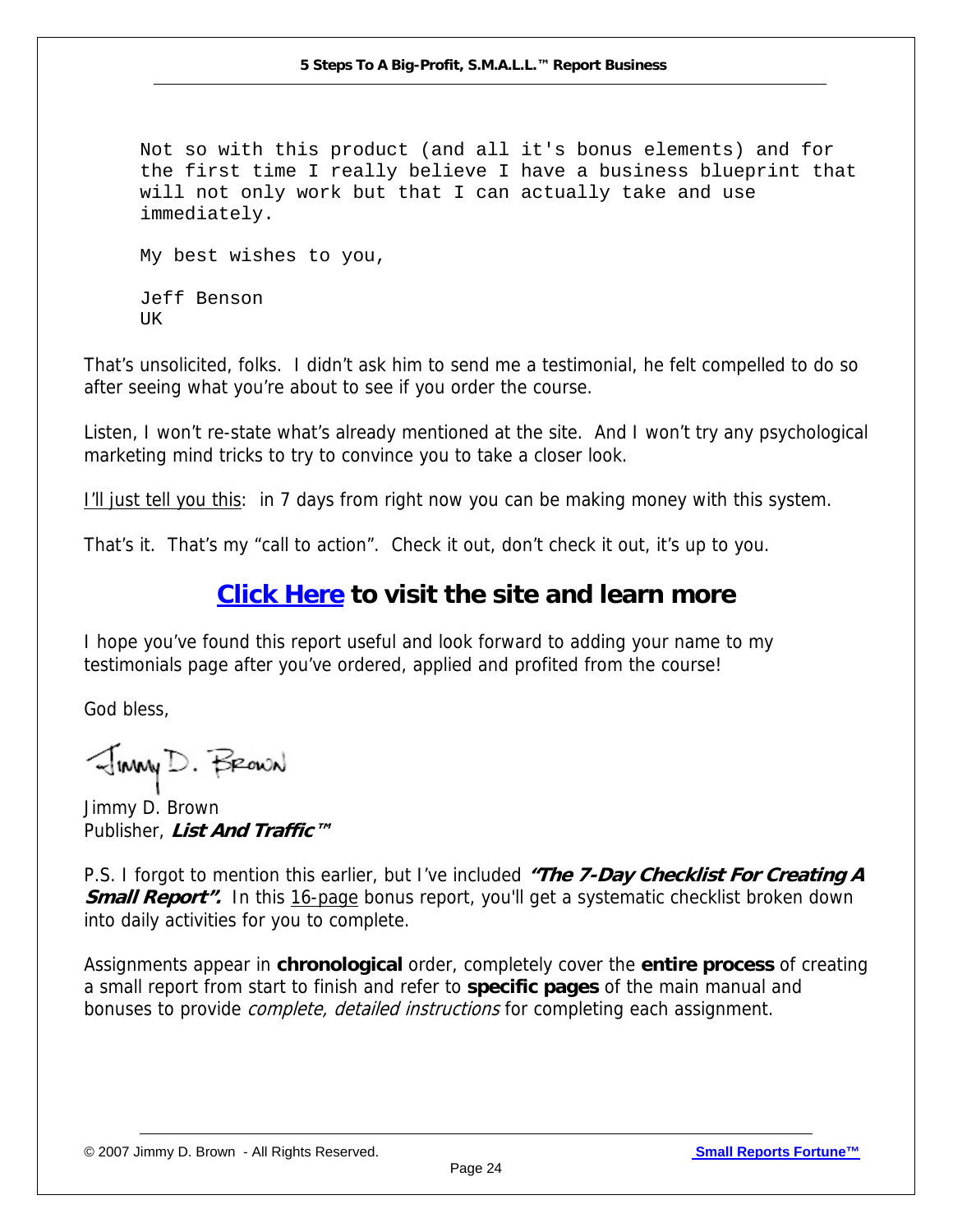```
Not so with this product (and all it's bonus elements) and for
the first time I really believe I have a business blueprint that
will not only work but that I can actually take and use
immediately.

My best wishes to you,

Jeff Benson
UK
```

That's unsolicited, folks. I didn't ask him to send me a testimonial, he felt compelled to do so after seeing what you're about to see if you order the course.

Listen, I won't re-state what's already mentioned at the site. And I won't try any psychological marketing mind tricks to try to convince you to take a closer look.

<u>I'll just tell you this</u>: in 7 days from right now you can be making money with this system.

That's it. That's my "call to action". Check it out, don't check it out, it's up to you.

## Click Here to visit the site and learn more

I hope you've found this report useful and look forward to adding your name to my testimonials page after you've ordered, applied and profited from the course!

God bless,

Jimmy D. Brown
Publisher, ***List And Traffic™***

P.S. I forgot to mention this earlier, but I've included ***"The 7-Day Checklist For Creating A Small Report".*** In this <u>16-page</u> bonus report, you'll get a systematic checklist broken down into daily activities for you to complete.

Assignments appear in **chronological** order, completely cover the **entire process** of creating a small report from start to finish and refer to **specific pages** of the main manual and bonuses to provide *complete, detailed instructions* for completing each assignment.